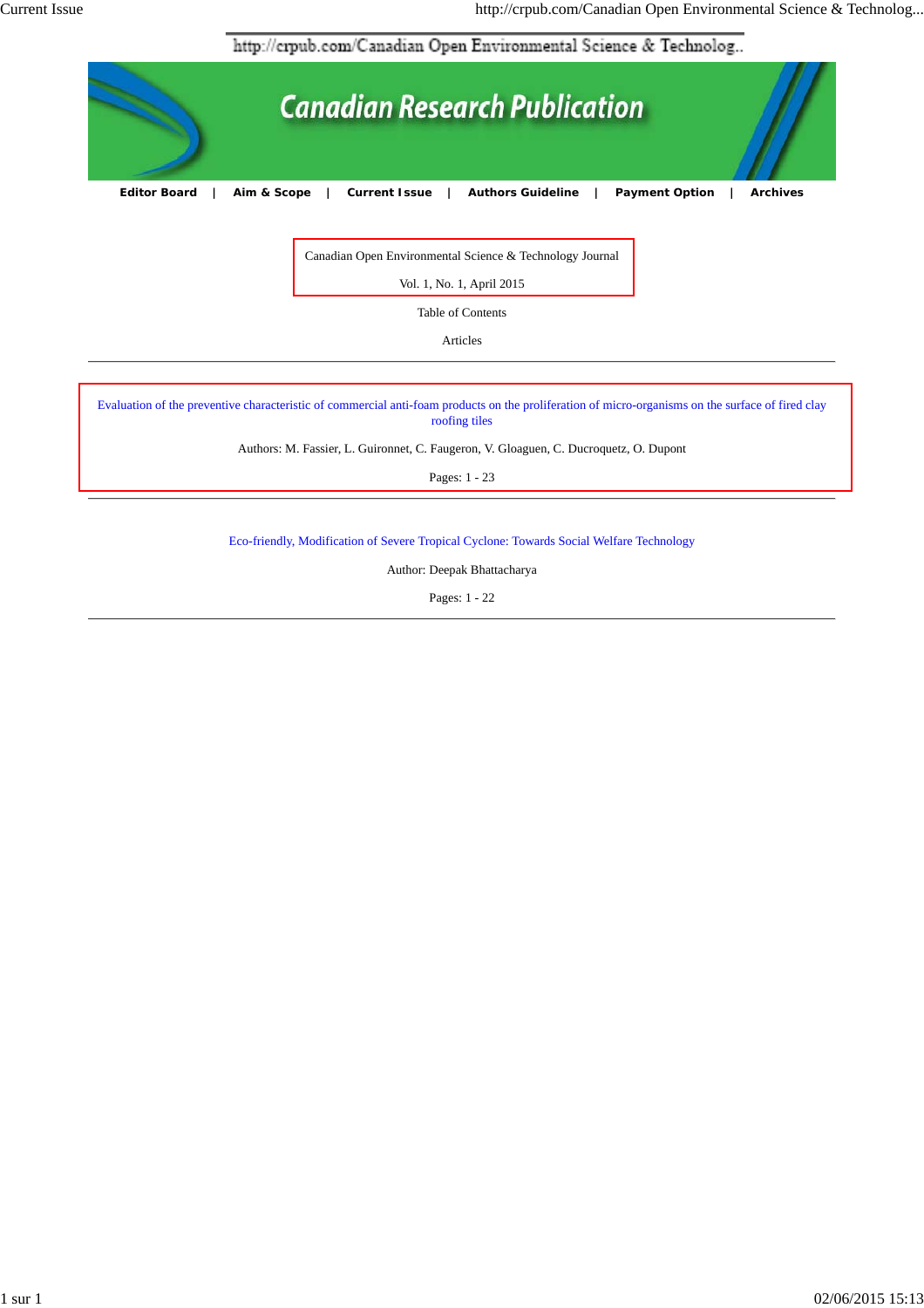http://crpub.com/Canadian Open Environmental Science & Technolog..

# Canadian Research Publication

**Editor Board** | **Aim & Scope** | **Current Issue** | **Authors Guideline** | **Payment Option** | **Archives**

Canadian Open Environmental Science & Technology Journal

Vol. 1, No. 1, April 2015

Table of Contents

Articles

---

Evaluation of the preventive characteristic of commercial anti-foam products on the proliferation of micro-organisms on the surface of fired clay roofing tiles

Authors: M. Fassier, L. Guironnet, C. Faugeron, V. Gloaguen, C. Ducroquetz, O. Dupont

Pages: 1 - 23

---

Eco-friendly, Modification of Severe Tropical Cyclone: Towards Social Welfare Technology

Author: Deepak Bhattacharya

Pages: 1 - 22

---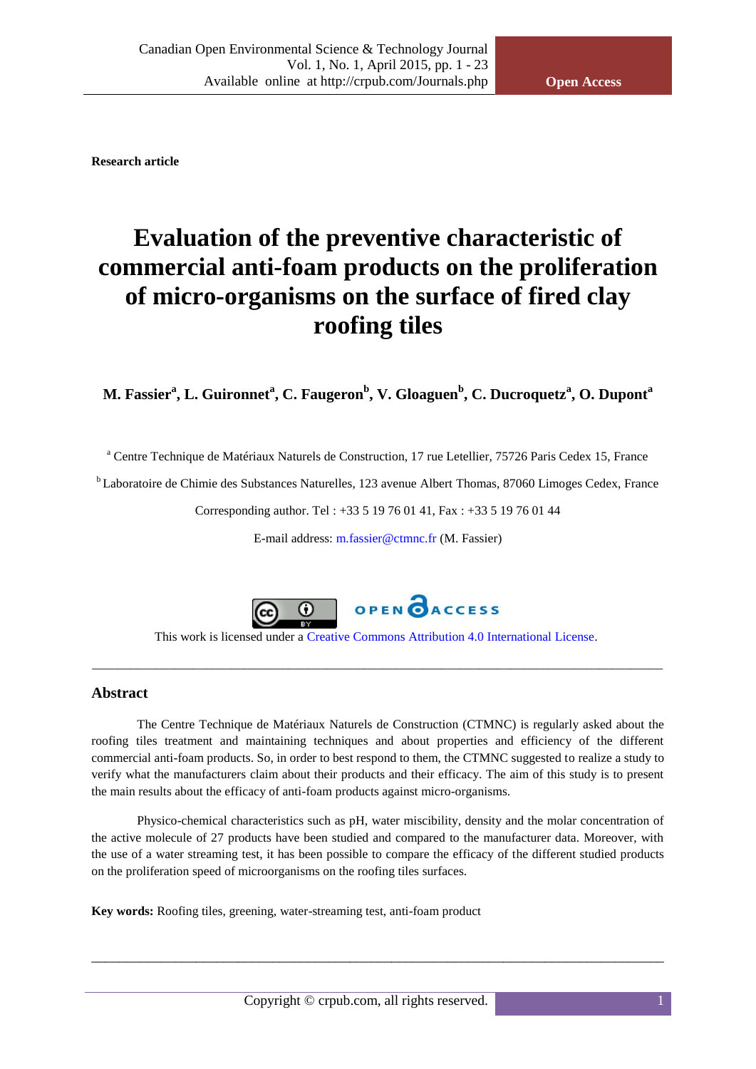**Research article**

# Evaluation of the preventive characteristic of commercial anti-foam products on the proliferation of micro-organisms on the surface of fired clay roofing tiles

**M. Fassier[a], L. Guironnet[a], C. Faugeron[b], V. Gloaguen[b], C. Ducroquetz[a], O. Dupont[a]**

[a] Centre Technique de Matériaux Naturels de Construction, 17 rue Letellier, 75726 Paris Cedex 15, France

[b] Laboratoire de Chimie des Substances Naturelles, 123 avenue Albert Thomas, 87060 Limoges Cedex, France

Corresponding author. Tel : +33 5 19 76 01 41, Fax : +33 5 19 76 01 44

E-mail address: m.fassier@ctmnc.fr (M. Fassier)

This work is licensed under a Creative Commons Attribution 4.0 International License.

---

## Abstract

The Centre Technique de Matériaux Naturels de Construction (CTMNC) is regularly asked about the roofing tiles treatment and maintaining techniques and about properties and efficiency of the different commercial anti-foam products. So, in order to best respond to them, the CTMNC suggested to realize a study to verify what the manufacturers claim about their products and their efficacy. The aim of this study is to present the main results about the efficacy of anti-foam products against micro-organisms.

Physico-chemical characteristics such as pH, water miscibility, density and the molar concentration of the active molecule of 27 products have been studied and compared to the manufacturer data. Moreover, with the use of a water streaming test, it has been possible to compare the efficacy of the different studied products on the proliferation speed of microorganisms on the roofing tiles surfaces.

**Key words:** Roofing tiles, greening, water-streaming test, anti-foam product

---